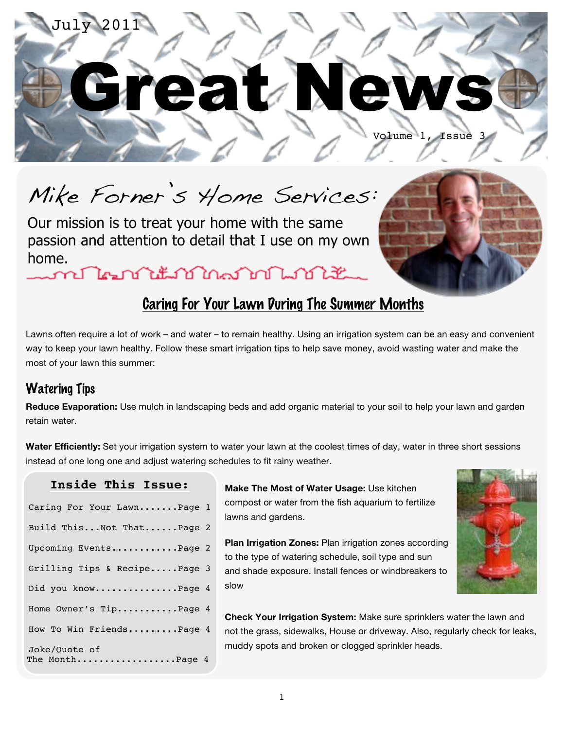July 2011

# Great News

Volume 1, Issue 3

## Mike Forner's Home Services:

Our mission is to treat your home with the same passion and attention to detail that I use on my own home.

## Caring For Your Lawn During The Summer Months

Lawns often require a lot of work – and water – to remain healthy. Using an irrigation system can be an easy and convenient way to keep your lawn healthy. Follow these smart irrigation tips to help save money, avoid wasting water and make the most of your lawn this summer:

### Watering Tips

**Reduce Evaporation:** Use mulch in landscaping beds and add organic material to your soil to help your lawn and garden retain water.

**Water Efficiently:** Set your irrigation system to water your lawn at the coolest times of day, water in three short sessions instead of one long one and adjust watering schedules to fit rainy weather.

**Make The Most of Water Usage:** Use kitchen compost or water from the fish aquarium to fertilize lawns and gardens.

**Plan Irrigation Zones:** Plan irrigation zones according to the type of watering schedule, soil type and sun and shade exposure. Install fences or windbreakers to slow

**Check Your Irrigation System:** Make sure sprinklers water the lawn and not the grass, sidewalks, House or driveway. Also, regularly check for leaks, muddy spots and broken or clogged sprinkler heads.

### Inside This Issue:

| Section | Page |
|---|---|
| Caring For Your Lawn | Page 1 |
| Build This...Not That | Page 2 |
| Upcoming Events | Page 2 |
| Grilling Tips & Recipe | Page 3 |
| Did you know | Page 4 |
| Home Owner's Tip | Page 4 |
| How To Win Friends | Page 4 |
| Joke/Quote of The Month | Page 4 |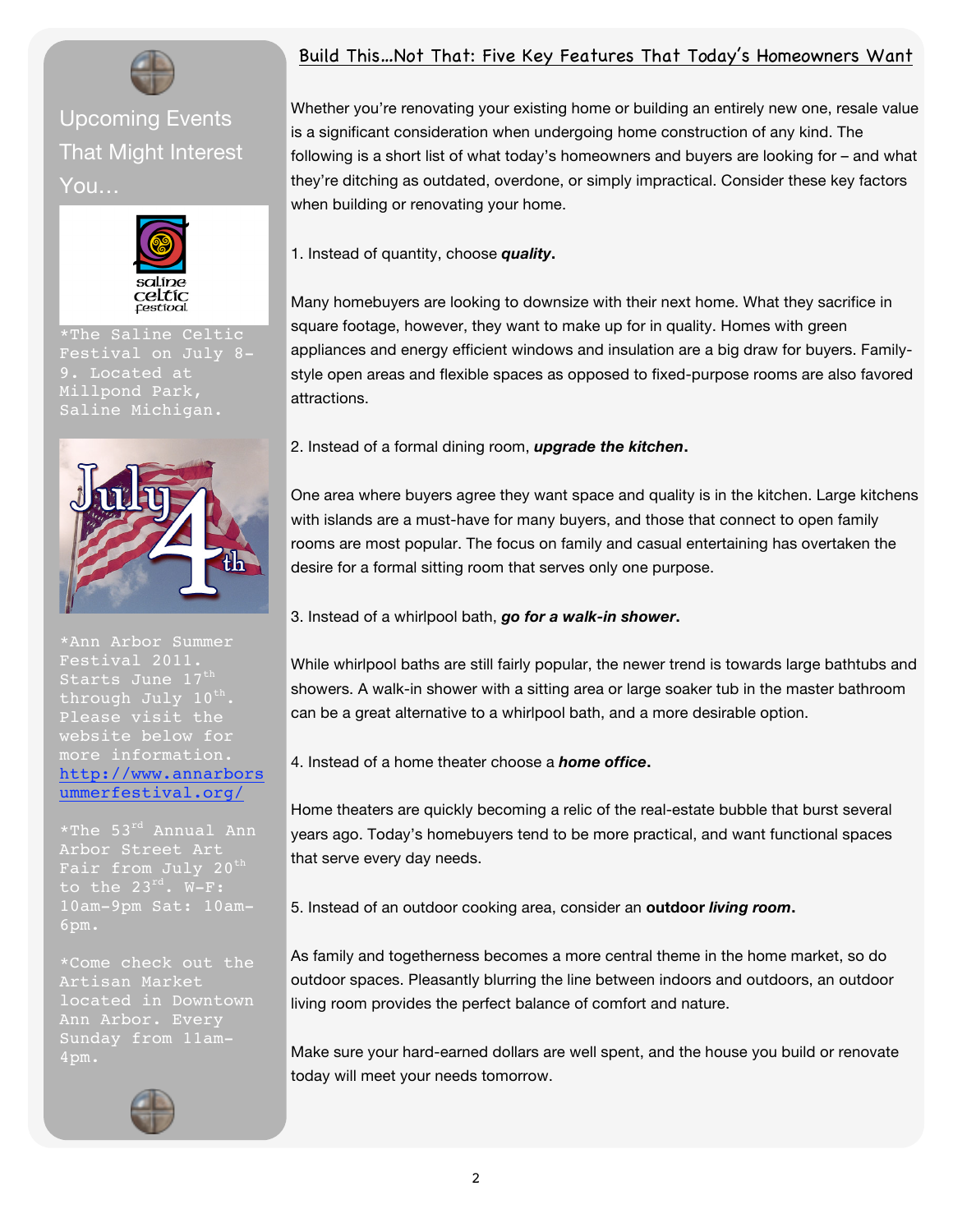## Upcoming Events That Might Interest You…

*The Saline Celtic Festival on July 8-9. Located at Millpond Park, Saline Michigan.

*Ann Arbor Summer Festival 2011. Starts June 17th through July 10th. Please visit the website below for more information. http://www.annarborsummerfestival.org/

*The 53rd Annual Ann Arbor Street Art Fair from July 20th to the 23rd. W-F: 10am-9pm Sat: 10am-6pm.

*Come check out the Artisan Market located in Downtown Ann Arbor. Every Sunday from 11am-4pm.

## Build This…Not That: Five Key Features That Today's Homeowners Want

Whether you're renovating your existing home or building an entirely new one, resale value is a significant consideration when undergoing home construction of any kind. The following is a short list of what today's homeowners and buyers are looking for – and what they're ditching as outdated, overdone, or simply impractical. Consider these key factors when building or renovating your home.

1. Instead of quantity, choose ***quality*.**

Many homebuyers are looking to downsize with their next home. What they sacrifice in square footage, however, they want to make up for in quality. Homes with green appliances and energy efficient windows and insulation are a big draw for buyers. Family-style open areas and flexible spaces as opposed to fixed-purpose rooms are also favored attractions.

2. Instead of a formal dining room, ***upgrade the kitchen*.**

One area where buyers agree they want space and quality is in the kitchen. Large kitchens with islands are a must-have for many buyers, and those that connect to open family rooms are most popular. The focus on family and casual entertaining has overtaken the desire for a formal sitting room that serves only one purpose.

3. Instead of a whirlpool bath, ***go for a walk-in shower*.**

While whirlpool baths are still fairly popular, the newer trend is towards large bathtubs and showers. A walk-in shower with a sitting area or large soaker tub in the master bathroom can be a great alternative to a whirlpool bath, and a more desirable option.

4. Instead of a home theater choose a ***home office*.**

Home theaters are quickly becoming a relic of the real-estate bubble that burst several years ago. Today's homebuyers tend to be more practical, and want functional spaces that serve every day needs.

5. Instead of an outdoor cooking area, consider an **outdoor *living room*.**

As family and togetherness becomes a more central theme in the home market, so do outdoor spaces. Pleasantly blurring the line between indoors and outdoors, an outdoor living room provides the perfect balance of comfort and nature.

Make sure your hard-earned dollars are well spent, and the house you build or renovate today will meet your needs tomorrow.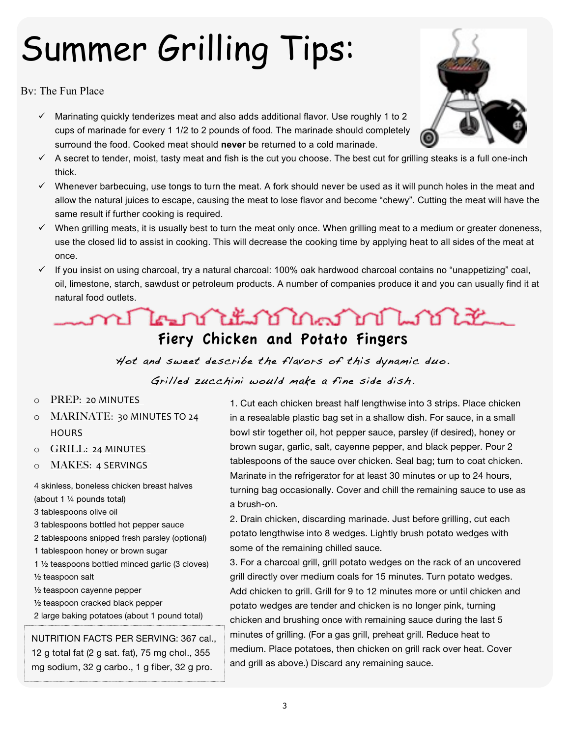# Summer Grilling Tips:

By: The Fun Place

- ✓ Marinating quickly tenderizes meat and also adds additional flavor. Use roughly 1 to 2 cups of marinade for every 1 1/2 to 2 pounds of food. The marinade should completely surround the food. Cooked meat should **never** be returned to a cold marinade.
- ✓ A secret to tender, moist, tasty meat and fish is the cut you choose. The best cut for grilling steaks is a full one-inch thick.
- ✓ Whenever barbecuing, use tongs to turn the meat. A fork should never be used as it will punch holes in the meat and allow the natural juices to escape, causing the meat to lose flavor and become “chewy”. Cutting the meat will have the same result if further cooking is required.
- ✓ When grilling meats, it is usually best to turn the meat only once. When grilling meat to a medium or greater doneness, use the closed lid to assist in cooking. This will decrease the cooking time by applying heat to all sides of the meat at once.
- ✓ If you insist on using charcoal, try a natural charcoal: 100% oak hardwood charcoal contains no “unappetizing” coal, oil, limestone, starch, sawdust or petroleum products. A number of companies produce it and you can usually find it at natural food outlets.

## Fiery Chicken and Potato Fingers

*Hot and sweet describe the flavors of this dynamic duo.*

*Grilled zucchini would make a fine side dish.*

- PREP: 20 MINUTES
- MARINATE: 30 MINUTES TO 24 HOURS
- GRILL: 24 MINUTES
- MAKES: 4 SERVINGS

4 skinless, boneless chicken breast halves (about 1 ¼ pounds total)
3 tablespoons olive oil
3 tablespoons bottled hot pepper sauce
2 tablespoons snipped fresh parsley (optional)
1 tablespoon honey or brown sugar
1 ½ teaspoons bottled minced garlic (3 cloves)
½ teaspoon salt
½ teaspoon cayenne pepper
½ teaspoon cracked black pepper
2 large baking potatoes (about 1 pound total)

NUTRITION FACTS PER SERVING: 367 cal., 12 g total fat (2 g sat. fat), 75 mg chol., 355 mg sodium, 32 g carbo., 1 g fiber, 32 g pro.

1. Cut each chicken breast half lengthwise into 3 strips. Place chicken in a resealable plastic bag set in a shallow dish. For sauce, in a small bowl stir together oil, hot pepper sauce, parsley (if desired), honey or brown sugar, garlic, salt, cayenne pepper, and black pepper. Pour 2 tablespoons of the sauce over chicken. Seal bag; turn to coat chicken. Marinate in the refrigerator for at least 30 minutes or up to 24 hours, turning bag occasionally. Cover and chill the remaining sauce to use as a brush-on.
2. Drain chicken, discarding marinade. Just before grilling, cut each potato lengthwise into 8 wedges. Lightly brush potato wedges with some of the remaining chilled sauce.
3. For a charcoal grill, grill potato wedges on the rack of an uncovered grill directly over medium coals for 15 minutes. Turn potato wedges. Add chicken to grill. Grill for 9 to 12 minutes more or until chicken and potato wedges are tender and chicken is no longer pink, turning chicken and brushing once with remaining sauce during the last 5 minutes of grilling. (For a gas grill, preheat grill. Reduce heat to medium. Place potatoes, then chicken on grill rack over heat. Cover and grill as above.) Discard any remaining sauce.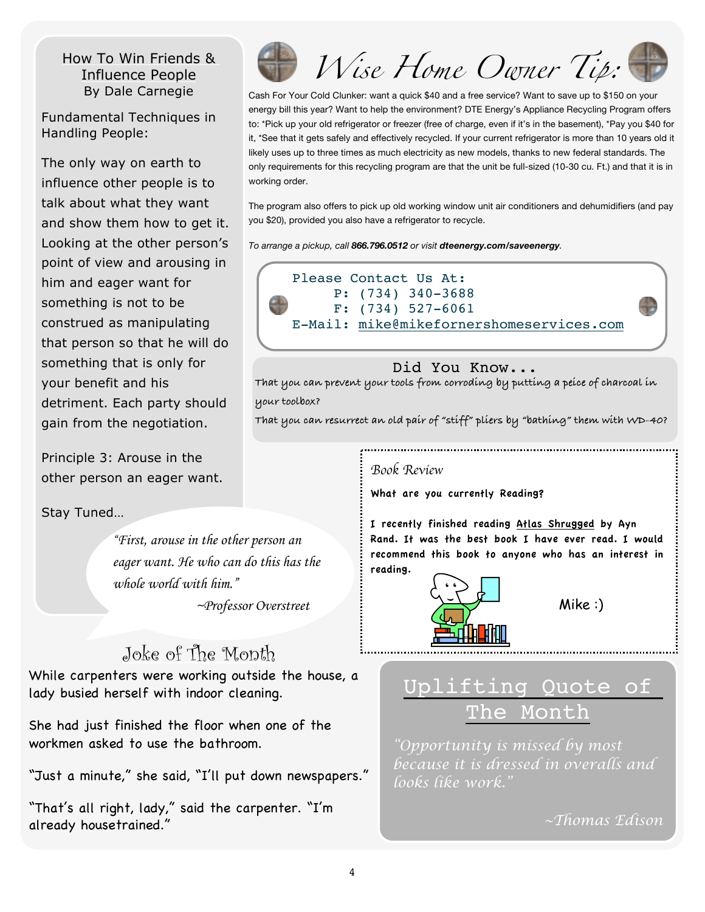## How To Win Friends & Influence People
By Dale Carnegie

Fundamental Techniques in Handling People:

The only way on earth to influence other people is to talk about what they want and show them how to get it. Looking at the other person's point of view and arousing in him and eager want for something is not to be construed as manipulating that person so that he will do something that is only for your benefit and his detriment. Each party should gain from the negotiation.

Principle 3: Arouse in the other person an eager want.

Stay Tuned…

*"First, arouse in the other person an eager want. He who can do this has the whole world with him."*

*~Professor Overstreet*

## Wise Home Owner Tip:

Cash For Your Cold Clunker: want a quick $40 and a free service? Want to save up to $150 on your energy bill this year? Want to help the environment? DTE Energy's Appliance Recycling Program offers to: *Pick up your old refrigerator or freezer (free of charge, even if it's in the basement), *Pay you $40 for it, *See that it gets safely and effectively recycled. If your current refrigerator is more than 10 years old it likely uses up to three times as much electricity as new models, thanks to new federal standards. The only requirements for this recycling program are that the unit be full-sized (10-30 cu. Ft.) and that it is in working order.

The program also offers to pick up old working window unit air conditioners and dehumidifiers (and pay you $20), provided you also have a refrigerator to recycle.

*To arrange a pickup, call **866.796.0512** or visit **dteenergy.com/saveenergy**.*

Please Contact Us At:
P: (734) 340-3688
F: (734) 527-6061
E-Mail: mike@mikefornershomeservices.com

### Did You Know...

That you can prevent your tools from corroding by putting a peice of charcoal in your toolbox?

That you can resurrect an old pair of "stiff" pliers by "bathing" them with WD-40?

### Book Review

**What are you currently Reading?**

**I recently finished reading Atlas Shrugged by Ayn Rand. It was the best book I have ever read. I would recommend this book to anyone who has an interest in reading.**

Mike :)

## Joke of The Month

While carpenters were working outside the house, a lady busied herself with indoor cleaning.

She had just finished the floor when one of the workmen asked to use the bathroom.

"Just a minute," she said, "I'll put down newspapers."

"That's all right, lady," said the carpenter. "I'm already housetrained."

## Uplifting Quote of The Month

*"Opportunity is missed by most because it is dressed in overalls and looks like work."*

*~Thomas Edison*